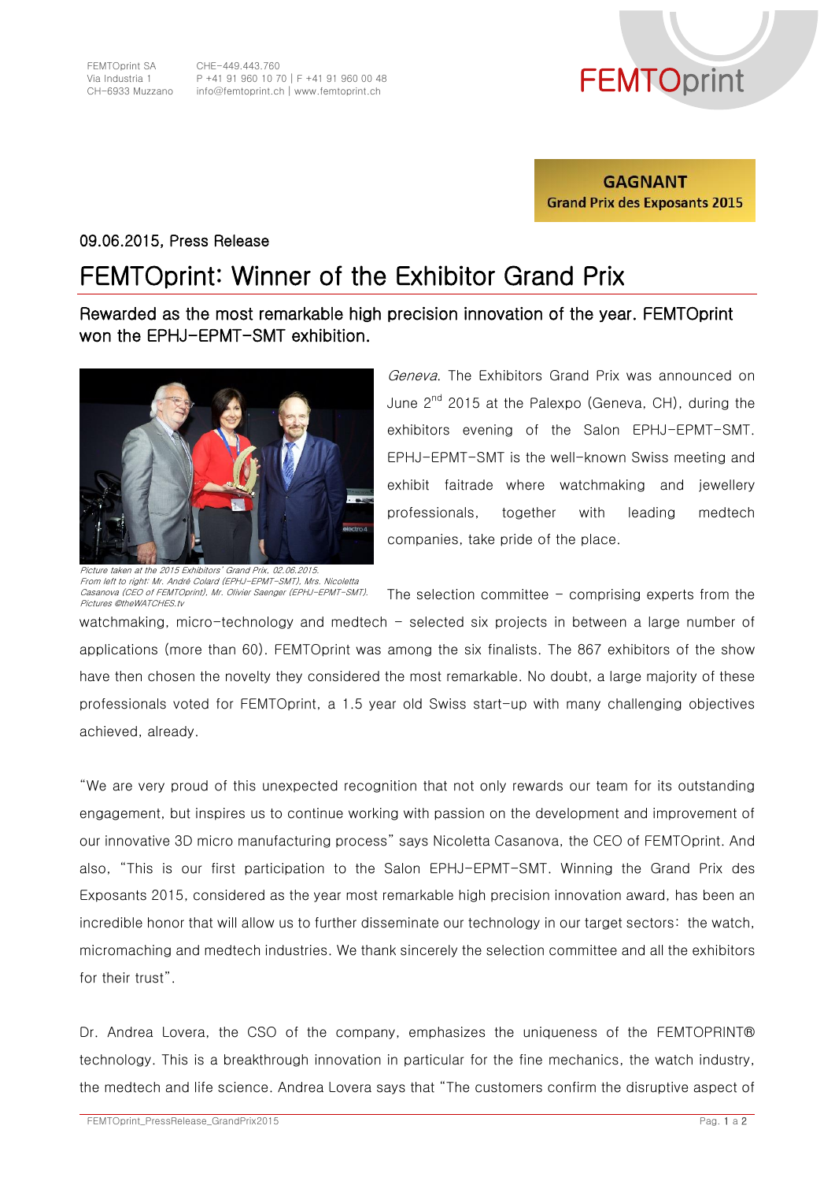FEMTOprint SA
Via Industria 1
CH-6933 Muzzano

CHE-449.443.760
P +41 91 960 10 70 | F +41 91 960 00 48
info@femtoprint.ch | www.femtoprint.ch

**GAGNANT**
**Grand Prix des Exposants 2015**

09.06.2015, Press Release

# FEMTOprint: Winner of the Exhibitor Grand Prix

## Rewarded as the most remarkable high precision innovation of the year. FEMTOprint won the EPHJ-EPMT-SMT exhibition.

*Picture taken at the 2015 Exhibitors' Grand Prix, 02.06.2015.*
*From left to right: Mr. André Colard (EPHJ-EPMT-SMT), Mrs. Nicoletta Casanova (CEO of FEMTOprint), Mr. Olivier Saenger (EPHJ-EPMT-SMT).*
*Pictures ©theWATCHES.tv*

*Geneva*. The Exhibitors Grand Prix was announced on June 2nd 2015 at the Palexpo (Geneva, CH), during the exhibitors evening of the Salon EPHJ-EPMT-SMT. EPHJ-EPMT-SMT is the well-known Swiss meeting and exhibit faitrade where watchmaking and jewellery professionals, together with leading medtech companies, take pride of the place.

The selection committee – comprising experts from the watchmaking, micro-technology and medtech – selected six projects in between a large number of applications (more than 60). FEMTOprint was among the six finalists. The 867 exhibitors of the show have then chosen the novelty they considered the most remarkable. No doubt, a large majority of these professionals voted for FEMTOprint, a 1.5 year old Swiss start-up with many challenging objectives achieved, already.

"We are very proud of this unexpected recognition that not only rewards our team for its outstanding engagement, but inspires us to continue working with passion on the development and improvement of our innovative 3D micro manufacturing process" says Nicoletta Casanova, the CEO of FEMTOprint. And also, "This is our first participation to the Salon EPHJ-EPMT-SMT. Winning the Grand Prix des Exposants 2015, considered as the year most remarkable high precision innovation award, has been an incredible honor that will allow us to further disseminate our technology in our target sectors: the watch, micromaching and medtech industries. We thank sincerely the selection committee and all the exhibitors for their trust".

Dr. Andrea Lovera, the CSO of the company, emphasizes the uniqueness of the FEMTOPRINT® technology. This is a breakthrough innovation in particular for the fine mechanics, the watch industry, the medtech and life science. Andrea Lovera says that "The customers confirm the disruptive aspect of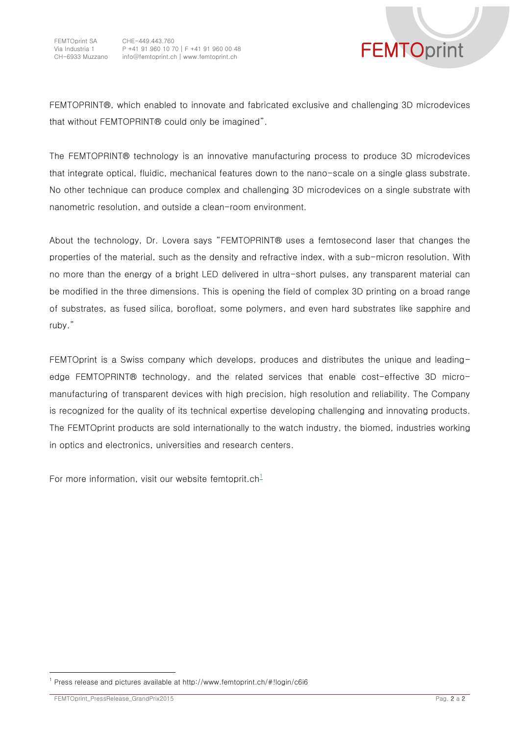FEMTOPRINT®, which enabled to innovate and fabricated exclusive and challenging 3D microdevices that without FEMTOPRINT® could only be imagined".

The FEMTOPRINT® technology is an innovative manufacturing process to produce 3D microdevices that integrate optical, fluidic, mechanical features down to the nano-scale on a single glass substrate. No other technique can produce complex and challenging 3D microdevices on a single substrate with nanometric resolution, and outside a clean-room environment.

About the technology, Dr. Lovera says "FEMTOPRINT® uses a femtosecond laser that changes the properties of the material, such as the density and refractive index, with a sub-micron resolution. With no more than the energy of a bright LED delivered in ultra-short pulses, any transparent material can be modified in the three dimensions. This is opening the field of complex 3D printing on a broad range of substrates, as fused silica, borofloat, some polymers, and even hard substrates like sapphire and ruby."

FEMTOprint is a Swiss company which develops, produces and distributes the unique and leading-edge FEMTOPRINT® technology, and the related services that enable cost-effective 3D micro-manufacturing of transparent devices with high precision, high resolution and reliability. The Company is recognized for the quality of its technical expertise developing challenging and innovating products. The FEMTOprint products are sold internationally to the watch industry, the biomed, industries working in optics and electronics, universities and research centers.

For more information, visit our website femtoprit.ch[1]

[1] Press release and pictures available at http://www.femtoprint.ch/#!login/c6i6